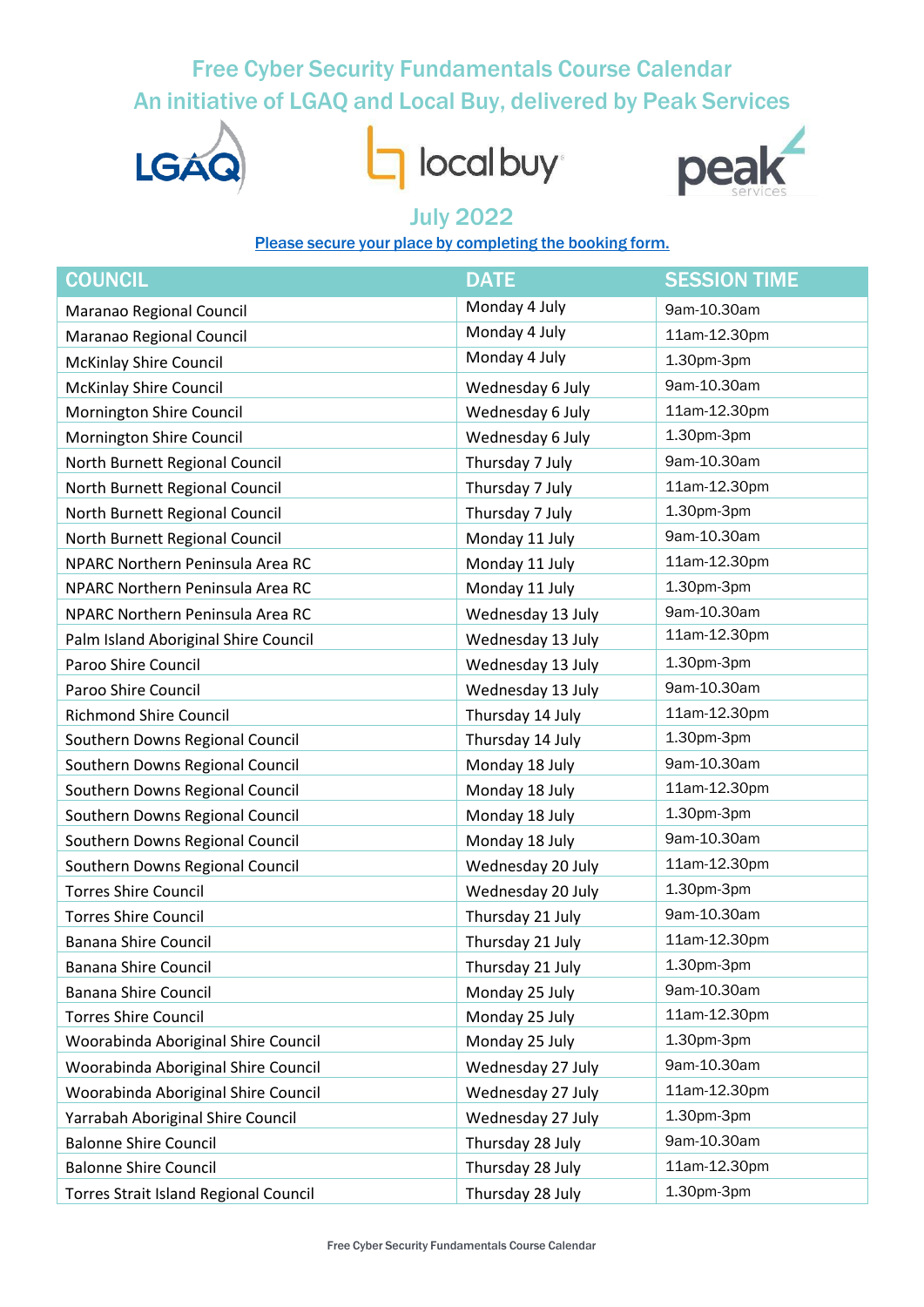# Free Cyber Security Fundamentals Course Calendar
## An initiative of LGAQ and Local Buy, delivered by Peak Services

## July 2022

Please secure your place by completing the booking form.

| COUNCIL | DATE | SESSION TIME |
|---|---|---|
| Maranao Regional Council | Monday 4 July | 9am-10.30am |
| Maranao Regional Council | Monday 4 July | 11am-12.30pm |
| McKinlay Shire Council | Monday 4 July | 1.30pm-3pm |
| McKinlay Shire Council | Wednesday 6 July | 9am-10.30am |
| Mornington Shire Council | Wednesday 6 July | 11am-12.30pm |
| Mornington Shire Council | Wednesday 6 July | 1.30pm-3pm |
| North Burnett Regional Council | Thursday 7 July | 9am-10.30am |
| North Burnett Regional Council | Thursday 7 July | 11am-12.30pm |
| North Burnett Regional Council | Thursday 7 July | 1.30pm-3pm |
| North Burnett Regional Council | Monday 11 July | 9am-10.30am |
| NPARC Northern Peninsula Area RC | Monday 11 July | 11am-12.30pm |
| NPARC Northern Peninsula Area RC | Monday 11 July | 1.30pm-3pm |
| NPARC Northern Peninsula Area RC | Wednesday 13 July | 9am-10.30am |
| Palm Island Aboriginal Shire Council | Wednesday 13 July | 11am-12.30pm |
| Paroo Shire Council | Wednesday 13 July | 1.30pm-3pm |
| Paroo Shire Council | Wednesday 13 July | 9am-10.30am |
| Richmond Shire Council | Thursday 14 July | 11am-12.30pm |
| Southern Downs Regional Council | Thursday 14 July | 1.30pm-3pm |
| Southern Downs Regional Council | Monday 18 July | 9am-10.30am |
| Southern Downs Regional Council | Monday 18 July | 11am-12.30pm |
| Southern Downs Regional Council | Monday 18 July | 1.30pm-3pm |
| Southern Downs Regional Council | Monday 18 July | 9am-10.30am |
| Southern Downs Regional Council | Wednesday 20 July | 11am-12.30pm |
| Torres Shire Council | Wednesday 20 July | 1.30pm-3pm |
| Torres Shire Council | Thursday 21 July | 9am-10.30am |
| Banana Shire Council | Thursday 21 July | 11am-12.30pm |
| Banana Shire Council | Thursday 21 July | 1.30pm-3pm |
| Banana Shire Council | Monday 25 July | 9am-10.30am |
| Torres Shire Council | Monday 25 July | 11am-12.30pm |
| Woorabinda Aboriginal Shire Council | Monday 25 July | 1.30pm-3pm |
| Woorabinda Aboriginal Shire Council | Wednesday 27 July | 9am-10.30am |
| Woorabinda Aboriginal Shire Council | Wednesday 27 July | 11am-12.30pm |
| Yarrabah Aboriginal Shire Council | Wednesday 27 July | 1.30pm-3pm |
| Balonne Shire Council | Thursday 28 July | 9am-10.30am |
| Balonne Shire Council | Thursday 28 July | 11am-12.30pm |
| Torres Strait Island Regional Council | Thursday 28 July | 1.30pm-3pm |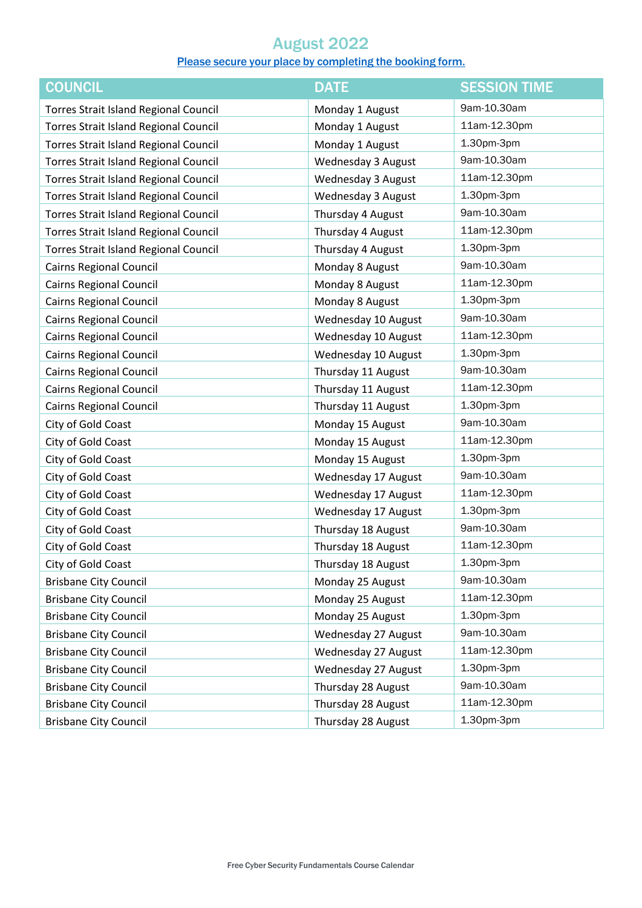## August 2022

Please secure your place by completing the booking form.

| COUNCIL | DATE | SESSION TIME |
| --- | --- | --- |
| Torres Strait Island Regional Council | Monday 1 August | 9am-10.30am |
| Torres Strait Island Regional Council | Monday 1 August | 11am-12.30pm |
| Torres Strait Island Regional Council | Monday 1 August | 1.30pm-3pm |
| Torres Strait Island Regional Council | Wednesday 3 August | 9am-10.30am |
| Torres Strait Island Regional Council | Wednesday 3 August | 11am-12.30pm |
| Torres Strait Island Regional Council | Wednesday 3 August | 1.30pm-3pm |
| Torres Strait Island Regional Council | Thursday 4 August | 9am-10.30am |
| Torres Strait Island Regional Council | Thursday 4 August | 11am-12.30pm |
| Torres Strait Island Regional Council | Thursday 4 August | 1.30pm-3pm |
| Cairns Regional Council | Monday 8 August | 9am-10.30am |
| Cairns Regional Council | Monday 8 August | 11am-12.30pm |
| Cairns Regional Council | Monday 8 August | 1.30pm-3pm |
| Cairns Regional Council | Wednesday 10 August | 9am-10.30am |
| Cairns Regional Council | Wednesday 10 August | 11am-12.30pm |
| Cairns Regional Council | Wednesday 10 August | 1.30pm-3pm |
| Cairns Regional Council | Thursday 11 August | 9am-10.30am |
| Cairns Regional Council | Thursday 11 August | 11am-12.30pm |
| Cairns Regional Council | Thursday 11 August | 1.30pm-3pm |
| City of Gold Coast | Monday 15 August | 9am-10.30am |
| City of Gold Coast | Monday 15 August | 11am-12.30pm |
| City of Gold Coast | Monday 15 August | 1.30pm-3pm |
| City of Gold Coast | Wednesday 17 August | 9am-10.30am |
| City of Gold Coast | Wednesday 17 August | 11am-12.30pm |
| City of Gold Coast | Wednesday 17 August | 1.30pm-3pm |
| City of Gold Coast | Thursday 18 August | 9am-10.30am |
| City of Gold Coast | Thursday 18 August | 11am-12.30pm |
| City of Gold Coast | Thursday 18 August | 1.30pm-3pm |
| Brisbane City Council | Monday 25 August | 9am-10.30am |
| Brisbane City Council | Monday 25 August | 11am-12.30pm |
| Brisbane City Council | Monday 25 August | 1.30pm-3pm |
| Brisbane City Council | Wednesday 27 August | 9am-10.30am |
| Brisbane City Council | Wednesday 27 August | 11am-12.30pm |
| Brisbane City Council | Wednesday 27 August | 1.30pm-3pm |
| Brisbane City Council | Thursday 28 August | 9am-10.30am |
| Brisbane City Council | Thursday 28 August | 11am-12.30pm |
| Brisbane City Council | Thursday 28 August | 1.30pm-3pm |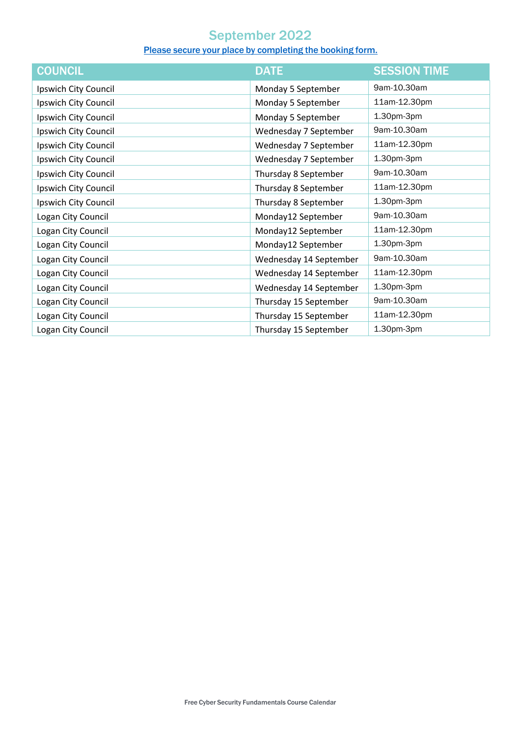## September 2022

Please secure your place by completing the booking form.

| COUNCIL | DATE | SESSION TIME |
| --- | --- | --- |
| Ipswich City Council | Monday 5 September | 9am-10.30am |
| Ipswich City Council | Monday 5 September | 11am-12.30pm |
| Ipswich City Council | Monday 5 September | 1.30pm-3pm |
| Ipswich City Council | Wednesday 7 September | 9am-10.30am |
| Ipswich City Council | Wednesday 7 September | 11am-12.30pm |
| Ipswich City Council | Wednesday 7 September | 1.30pm-3pm |
| Ipswich City Council | Thursday 8 September | 9am-10.30am |
| Ipswich City Council | Thursday 8 September | 11am-12.30pm |
| Ipswich City Council | Thursday 8 September | 1.30pm-3pm |
| Logan City Council | Monday12 September | 9am-10.30am |
| Logan City Council | Monday12 September | 11am-12.30pm |
| Logan City Council | Monday12 September | 1.30pm-3pm |
| Logan City Council | Wednesday 14 September | 9am-10.30am |
| Logan City Council | Wednesday 14 September | 11am-12.30pm |
| Logan City Council | Wednesday 14 September | 1.30pm-3pm |
| Logan City Council | Thursday 15 September | 9am-10.30am |
| Logan City Council | Thursday 15 September | 11am-12.30pm |
| Logan City Council | Thursday 15 September | 1.30pm-3pm |